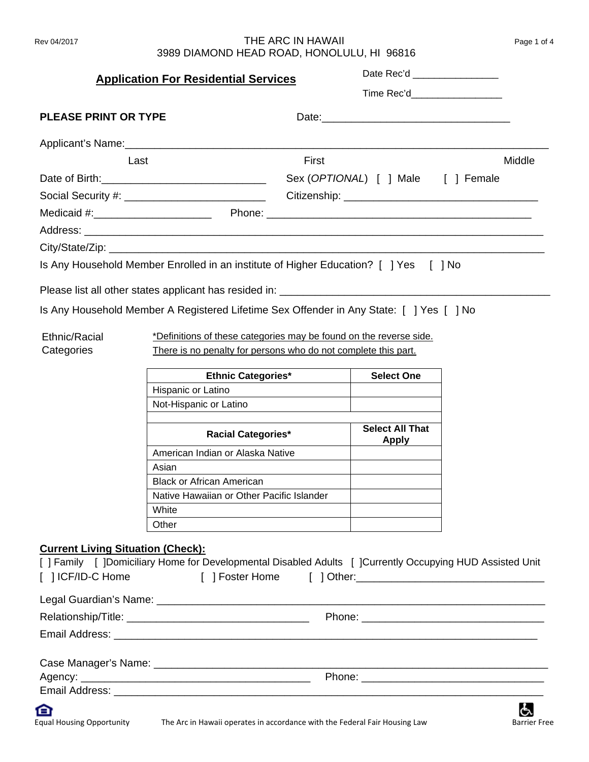THE ARC IN HAWAII
3989 DIAMOND HEAD ROAD, HONOLULU, HI 96816

## Application For Residential Services

Date Rec'd _______________

Time Rec'd________________

**PLEASE PRINT OR TYPE** Date:______________________________

Applicant's Name:______________________________________________________________________
Last First Middle

Date of Birth:___________________________ Sex (*OPTIONAL*) [ ] Male [ ] Female

Social Security #: _______________________ Citizenship: _________________________________

Medicaid #:____________________ Phone: ____________________________________________

Address: ____________________________________________________________________________

City/State/Zip: ________________________________________________________________________

Is Any Household Member Enrolled in an institute of Higher Education? [ ] Yes [ ] No

Please list all other states applicant has resided in: _____________________________________________

Is Any Household Member A Registered Lifetime Sex Offender in Any State: [ ] Yes [ ] No

Ethnic/Racial Categories

*Definitions of these categories may be found on the reverse side.*
*There is no penalty for persons who do not complete this part.*

| Ethnic Categories* | Select One |
|---|---|
| Hispanic or Latino | |
| Not-Hispanic or Latino | |

| Racial Categories* | Select All That Apply |
|---|---|
| American Indian or Alaska Native | |
| Asian | |
| Black or African American | |
| Native Hawaiian or Other Pacific Islander | |
| White | |
| Other | |

**Current Living Situation (Check):**

[ ] Family [ ]Domiciliary Home for Developmental Disabled Adults [ ]Currently Occupying HUD Assisted Unit
[ ] ICF/ID-C Home [ ] Foster Home [ ] Other:_______________________________

Legal Guardian's Name: _________________________________________________________________

Relationship/Title: _______________________________ Phone: _______________________________

Email Address: _______________________________________________________________________

Case Manager's Name: __________________________________________________________________

Agency: ______________________________________ Phone: _______________________________

Email Address: _______________________________________________________________________

Equal Housing Opportunity The Arc in Hawaii operates in accordance with the Federal Fair Housing Law Barrier Free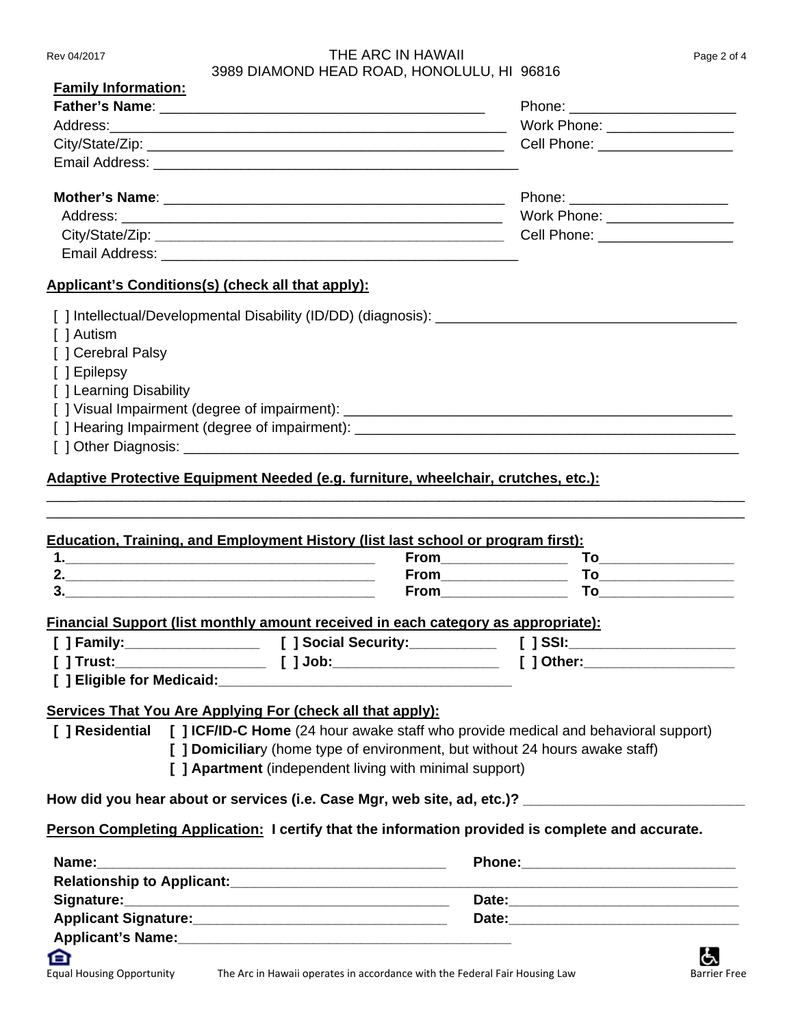**Family Information:**

**Father's Name**: ________________________________________ Phone: _____________________

Address:_______________________________________________ Work Phone: ________________

City/State/Zip: __________________________________________ Cell Phone: _________________

Email Address: ______________________________________________

**Mother's Name**: ____________________________________________ Phone: ____________________

Address: _______________________________________________ Work Phone: ________________

City/State/Zip: __________________________________________ Cell Phone: _________________

Email Address: ____________________________________________

**Applicant's Conditions(s) (check all that apply):**

[ ] Intellectual/Developmental Disability (ID/DD) (diagnosis): _______________________________________

[ ] Autism

[ ] Cerebral Palsy

[ ] Epilepsy

[ ] Learning Disability

[ ] Visual Impairment (degree of impairment): ___________________________________________________

[ ] Hearing Impairment (degree of impairment): __________________________________________________

[ ] Other Diagnosis: __________________________________________________________________________

**Adaptive Protective Equipment Needed (e.g. furniture, wheelchair, crutches, etc.):**

______________________________________________________________________________________________

______________________________________________________________________________________________

**Education, Training, and Employment History (list last school or program first):**

**1.**_________________________________________ **From**________________ **To**_________________

**2.**_________________________________________ **From**________________ **To**_________________

**3.**_________________________________________ **From**________________ **To**_________________

**Financial Support (list monthly amount received in each category as appropriate):**

**[ ] Family:**_________________ **[ ] Social Security:**___________ **[ ] SSI:**_____________________

**[ ] Trust:**__________________ **[ ] Job:**_____________________ **[ ] Other:**___________________

**[ ] Eligible for Medicaid:**______________________________________

**Services That You Are Applying For (check all that apply):**

**[ ] Residential** **[ ] ICF/ID-C Home** (24 hour awake staff who provide medical and behavioral support)

**[ ] Domiciliar**y (home type of environment, but without 24 hours awake staff)

**[ ] Apartment** (independent living with minimal support)

**How did you hear about or services (i.e. Case Mgr, web site, ad, etc.)?** ___________________________

**Person Completing Application:** **I certify that the information provided is complete and accurate.**

**Name:**_____________________________________________ **Phone:**___________________________

**Relationship to Applicant:**_________________________________________________________________

**Signature:**__________________________________________ **Date:**_____________________________

**Applicant Signature:**_________________________________ **Date:**_____________________________

**Applicant's Name:**__________________________________________

Equal Housing Opportunity — The Arc in Hawaii operates in accordance with the Federal Fair Housing Law — Barrier Free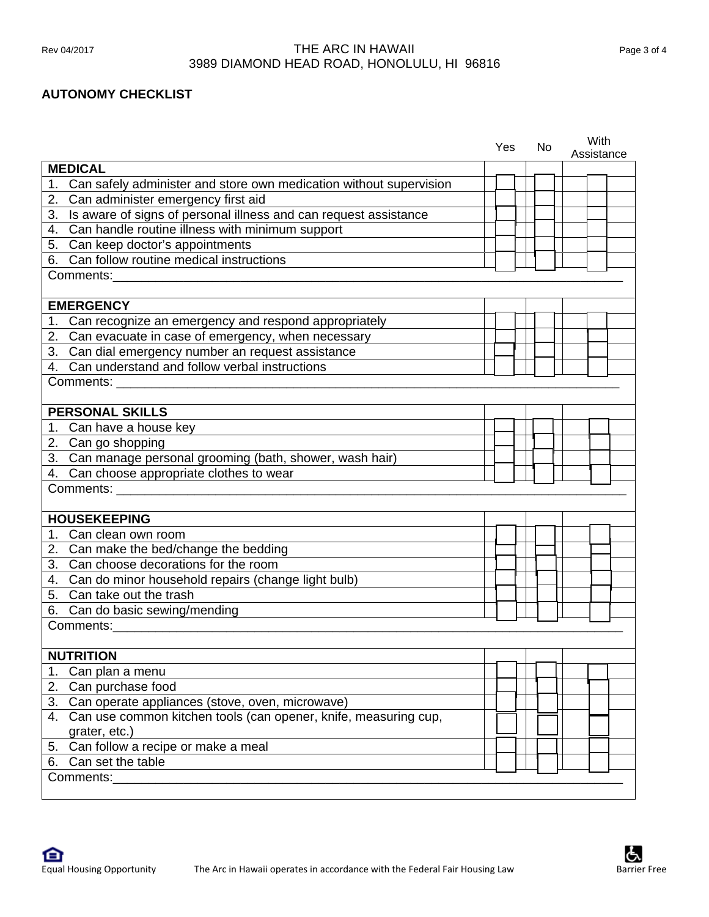## AUTONOMY CHECKLIST

| | Yes | No | With Assistance |
|---|---|---|---|
| **MEDICAL** | | | |
| 1. Can safely administer and store own medication without supervision | ☐ | ☐ | ☐ |
| 2. Can administer emergency first aid | ☐ | ☐ | ☐ |
| 3. Is aware of signs of personal illness and can request assistance | ☐ | ☐ | ☐ |
| 4. Can handle routine illness with minimum support | ☐ | ☐ | ☐ |
| 5. Can keep doctor's appointments | ☐ | ☐ | ☐ |
| 6. Can follow routine medical instructions | ☐ | ☐ | ☐ |
| Comments:___________________________________________ | | | |
| **EMERGENCY** | | | |
| 1. Can recognize an emergency and respond appropriately | ☐ | ☐ | ☐ |
| 2. Can evacuate in case of emergency, when necessary | ☐ | ☐ | ☐ |
| 3. Can dial emergency number an request assistance | ☐ | ☐ | ☐ |
| 4. Can understand and follow verbal instructions | ☐ | ☐ | ☐ |
| Comments: ___________________________________________ | | | |
| **PERSONAL SKILLS** | | | |
| 1. Can have a house key | ☐ | ☐ | ☐ |
| 2. Can go shopping | ☐ | ☐ | ☐ |
| 3. Can manage personal grooming (bath, shower, wash hair) | ☐ | ☐ | ☐ |
| 4. Can choose appropriate clothes to wear | ☐ | ☐ | ☐ |
| Comments: ___________________________________________ | | | |
| **HOUSEKEEPING** | | | |
| 1. Can clean own room | ☐ | ☐ | ☐ |
| 2. Can make the bed/change the bedding | ☐ | ☐ | ☐ |
| 3. Can choose decorations for the room | ☐ | ☐ | ☐ |
| 4. Can do minor household repairs (change light bulb) | ☐ | ☐ | ☐ |
| 5. Can take out the trash | ☐ | ☐ | ☐ |
| 6. Can do basic sewing/mending | ☐ | ☐ | ☐ |
| Comments:___________________________________________ | | | |
| **NUTRITION** | | | |
| 1. Can plan a menu | ☐ | ☐ | ☐ |
| 2. Can purchase food | ☐ | ☐ | ☐ |
| 3. Can operate appliances (stove, oven, microwave) | ☐ | ☐ | ☐ |
| 4. Can use common kitchen tools (can opener, knife, measuring cup, grater, etc.) | ☐ | ☐ | ☐ |
| 5. Can follow a recipe or make a meal | ☐ | ☐ | ☐ |
| 6. Can set the table | ☐ | ☐ | ☐ |
| Comments:___________________________________________ | | | |

Equal Housing Opportunity — The Arc in Hawaii operates in accordance with the Federal Fair Housing Law — Barrier Free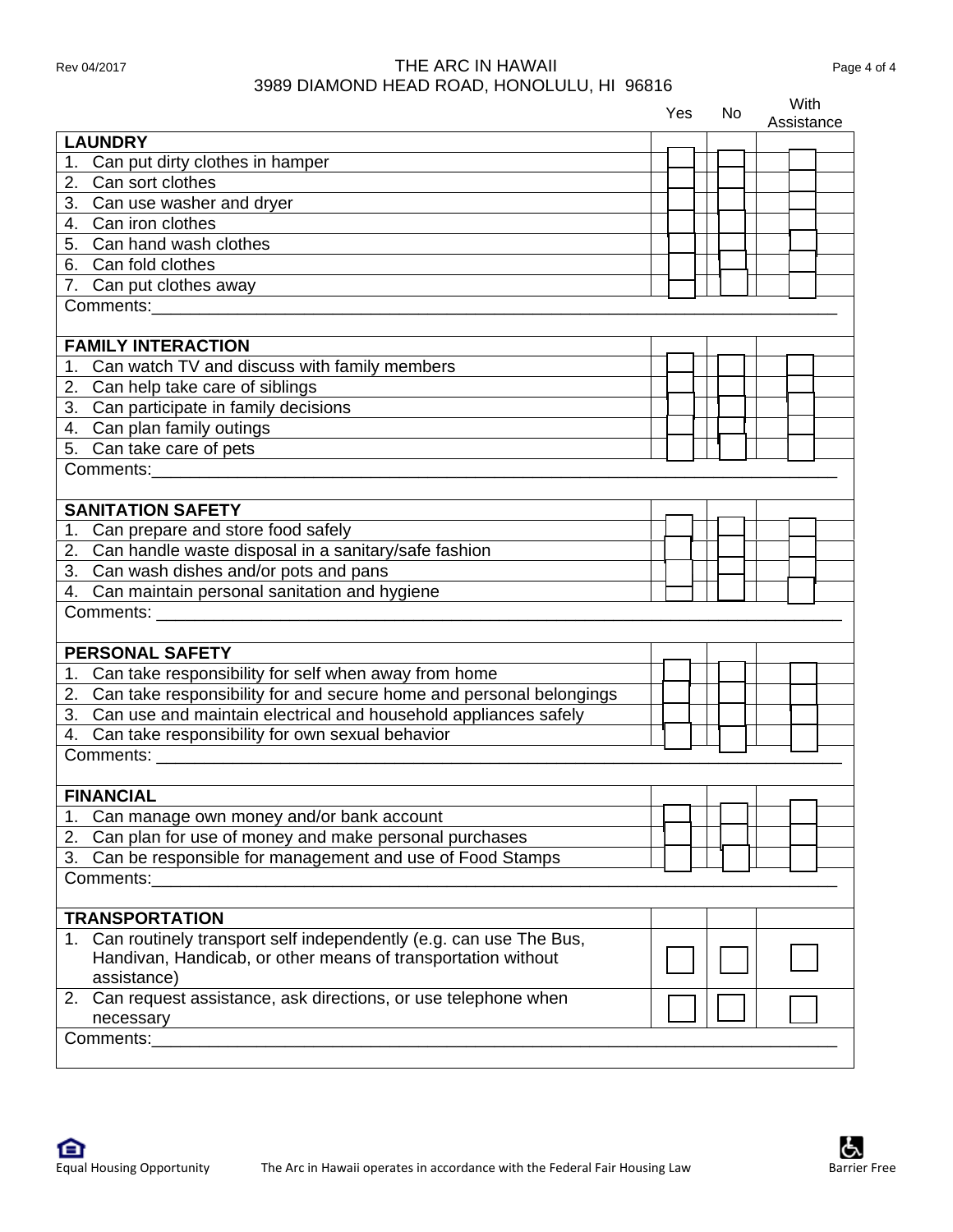THE ARC IN HAWAII
3989 DIAMOND HEAD ROAD, HONOLULU, HI 96816

| | Yes | No | With Assistance |
|---|---|---|---|
| **LAUNDRY** | | | |
| 1. Can put dirty clothes in hamper | ☐ | ☐ | ☐ |
| 2. Can sort clothes | ☐ | ☐ | ☐ |
| 3. Can use washer and dryer | ☐ | ☐ | ☐ |
| 4. Can iron clothes | ☐ | ☐ | ☐ |
| 5. Can hand wash clothes | ☐ | ☐ | ☐ |
| 6. Can fold clothes | ☐ | ☐ | ☐ |
| 7. Can put clothes away | ☐ | ☐ | ☐ |
| Comments:_______________ | | | |
| **FAMILY INTERACTION** | | | |
| 1. Can watch TV and discuss with family members | ☐ | ☐ | ☐ |
| 2. Can help take care of siblings | ☐ | ☐ | ☐ |
| 3. Can participate in family decisions | ☐ | ☐ | ☐ |
| 4. Can plan family outings | ☐ | ☐ | ☐ |
| 5. Can take care of pets | ☐ | ☐ | ☐ |
| Comments:_______________ | | | |
| **SANITATION SAFETY** | | | |
| 1. Can prepare and store food safely | ☐ | ☐ | ☐ |
| 2. Can handle waste disposal in a sanitary/safe fashion | ☐ | ☐ | ☐ |
| 3. Can wash dishes and/or pots and pans | ☐ | ☐ | ☐ |
| 4. Can maintain personal sanitation and hygiene | ☐ | ☐ | ☐ |
| Comments: _______________ | | | |
| **PERSONAL SAFETY** | | | |
| 1. Can take responsibility for self when away from home | ☐ | ☐ | ☐ |
| 2. Can take responsibility for and secure home and personal belongings | ☐ | ☐ | ☐ |
| 3. Can use and maintain electrical and household appliances safely | ☐ | ☐ | ☐ |
| 4. Can take responsibility for own sexual behavior | ☐ | ☐ | ☐ |
| Comments: _______________ | | | |
| **FINANCIAL** | | | |
| 1. Can manage own money and/or bank account | ☐ | ☐ | ☐ |
| 2. Can plan for use of money and make personal purchases | ☐ | ☐ | ☐ |
| 3. Can be responsible for management and use of Food Stamps | ☐ | ☐ | ☐ |
| Comments:_______________ | | | |
| **TRANSPORTATION** | | | |
| 1. Can routinely transport self independently (e.g. can use The Bus, Handivan, Handicab, or other means of transportation without assistance) | ☐ | ☐ | ☐ |
| 2. Can request assistance, ask directions, or use telephone when necessary | ☐ | ☐ | ☐ |
| Comments:_______________ | | | |

Equal Housing Opportunity — The Arc in Hawaii operates in accordance with the Federal Fair Housing Law — Barrier Free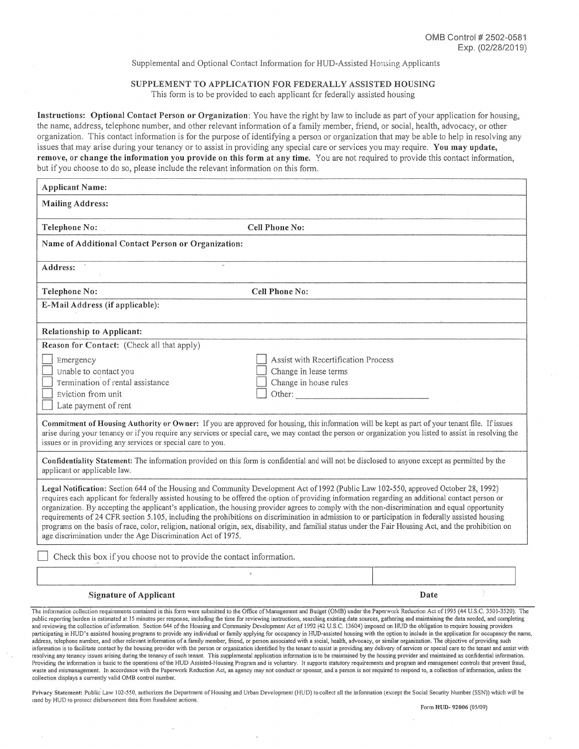OMB Control # 2502-0581
Exp. (02/28/2019)

Supplemental and Optional Contact Information for HUD-Assisted Housing Applicants

## SUPPLEMENT TO APPLICATION FOR FEDERALLY ASSISTED HOUSING

This form is to be provided to each applicant for federally assisted housing

**Instructions: Optional Contact Person or Organization**: You have the right by law to include as part of your application for housing, the name, address, telephone number, and other relevant information of a family member, friend, or social, health, advocacy, or other organization. This contact information is for the purpose of identifying a person or organization that may be able to help in resolving any issues that may arise during your tenancy or to assist in providing any special care or services you may require. **You may update, remove, or change the information you provide on this form at any time.** You are not required to provide this contact information, but if you choose to do so, please include the relevant information on this form.

| | |
|---|---|
| **Applicant Name:** | |
| **Mailing Address:** | |
| **Telephone No:** | **Cell Phone No:** |
| **Name of Additional Contact Person or Organization:** | |
| **Address:** | |
| **Telephone No:** | **Cell Phone No:** |
| **E-Mail Address (if applicable):** | |
| **Relationship to Applicant:** | |

**Reason for Contact:** (Check all that apply)

- ☐ Emergency
- ☐ Unable to contact you
- ☐ Termination of rental assistance
- ☐ Eviction from unit
- ☐ Late payment of rent
- ☐ Assist with Recertification Process
- ☐ Change in lease terms
- ☐ Change in house rules
- ☐ Other: ____________________

**Commitment of Housing Authority or Owner:** If you are approved for housing, this information will be kept as part of your tenant file. If issues arise during your tenancy or if you require any services or special care, we may contact the person or organization you listed to assist in resolving the issues or in providing any services or special care to you.

**Confidentiality Statement:** The information provided on this form is confidential and will not be disclosed to anyone except as permitted by the applicant or applicable law.

**Legal Notification:** Section 644 of the Housing and Community Development Act of 1992 (Public Law 102-550, approved October 28, 1992) requires each applicant for federally assisted housing to be offered the option of providing information regarding an additional contact person or organization. By accepting the applicant's application, the housing provider agrees to comply with the non-discrimination and equal opportunity requirements of 24 CFR section 5.105, including the prohibitions on discrimination in admission to or participation in federally assisted housing programs on the basis of race, color, religion, national origin, sex, disability, and familial status under the Fair Housing Act, and the prohibition on age discrimination under the Age Discrimination Act of 1975.

☐ Check this box if you choose not to provide the contact information.

| | |
|---|---|
| | |
| **Signature of Applicant** | **Date** |

The information collection requirements contained in this form were submitted to the Office of Management and Budget (OMB) under the Paperwork Reduction Act of 1995 (44 U.S.C. 3501-3520). The public reporting burden is estimated at 15 minutes per response, including the time for reviewing instructions, searching existing data sources, gathering and maintaining the data needed, and completing and reviewing the collection of information. Section 644 of the Housing and Community Development Act of 1992 (42 U.S.C. 13604) imposed on HUD the obligation to require housing providers participating in HUD's assisted housing programs to provide any individual or family applying for occupancy in HUD-assisted housing with the option to include in the application for occupancy the name, address, telephone number, and other relevant information of a family member, friend, or person associated with a social, health, advocacy, or similar organization. The objective of providing such information is to facilitate contact by the housing provider with the person or organization identified by the tenant to assist in providing any delivery of services or special care to the tenant and assist with resolving any tenancy issues arising during the tenancy of such tenant. This supplemental application information is to be maintained by the housing provider and maintained as confidential information. Providing the information is basic to the operations of the HUD Assisted-Housing Program and is voluntary. It supports statutory requirements and program and management controls that prevent fraud, waste and mismanagement. In accordance with the Paperwork Reduction Act, an agency may not conduct or sponsor, and a person is not required to respond to, a collection of information, unless the collection displays a currently valid OMB control number.

**Privacy Statement:** Public Law 102-550, authorizes the Department of Housing and Urban Development (HUD) to collect all the information (except the Social Security Number (SSN)) which will be used by HUD to protect disbursement data from fraudulent actions.

Form HUD- 92006 (05/09)